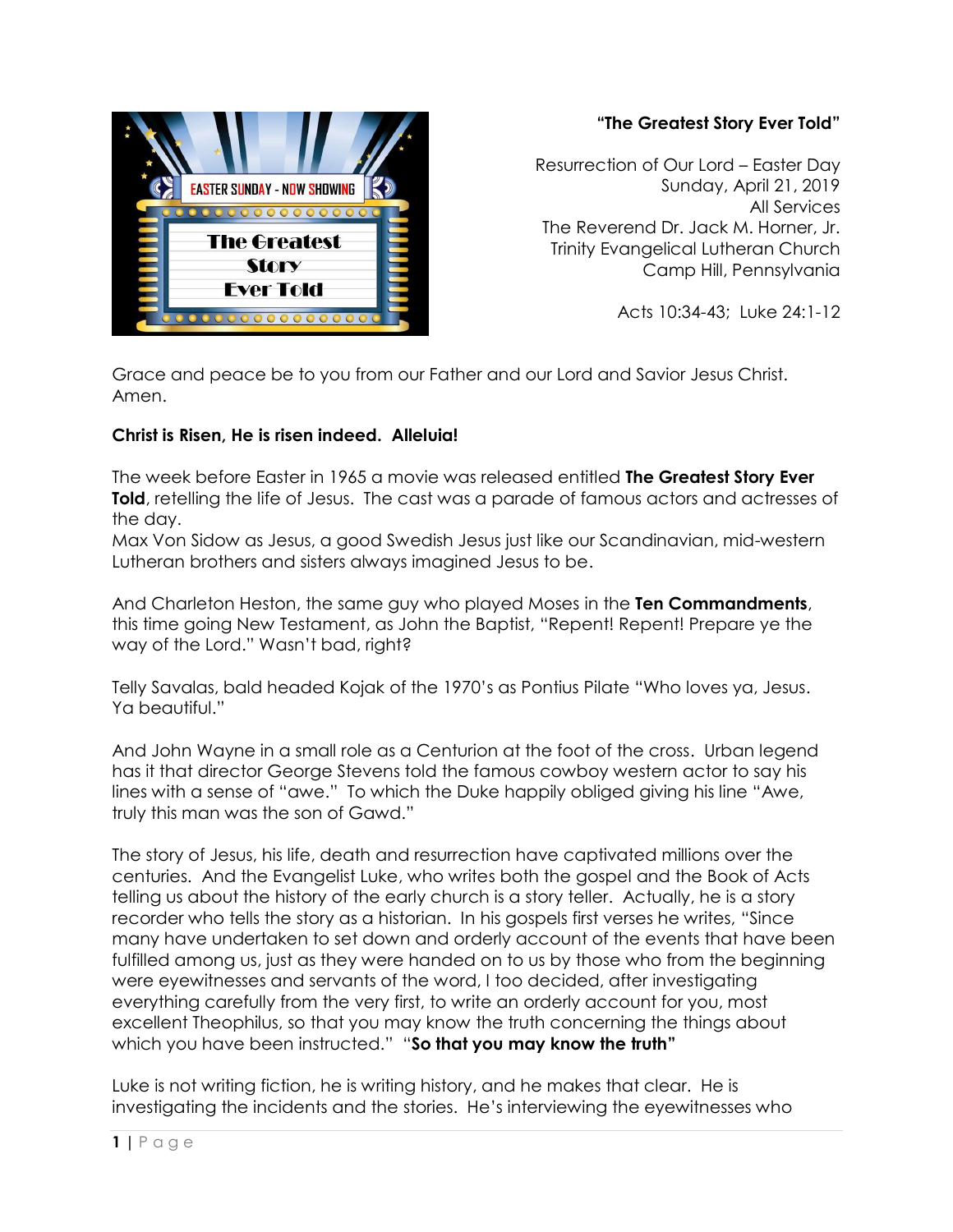**"The Greatest Story Ever Told"**

Resurrection of Our Lord – Easter Day
Sunday, April 21, 2019
All Services
The Reverend Dr. Jack M. Horner, Jr.
Trinity Evangelical Lutheran Church
Camp Hill, Pennsylvania

Acts 10:34-43; Luke 24:1-12

Grace and peace be to you from our Father and our Lord and Savior Jesus Christ. Amen.

**Christ is Risen, He is risen indeed. Alleluia!**

The week before Easter in 1965 a movie was released entitled **The Greatest Story Ever Told**, retelling the life of Jesus. The cast was a parade of famous actors and actresses of the day.
Max Von Sidow as Jesus, a good Swedish Jesus just like our Scandinavian, mid-western Lutheran brothers and sisters always imagined Jesus to be.

And Charleton Heston, the same guy who played Moses in the **Ten Commandments**, this time going New Testament, as John the Baptist, "Repent! Repent! Prepare ye the way of the Lord." Wasn't bad, right?

Telly Savalas, bald headed Kojak of the 1970's as Pontius Pilate "Who loves ya, Jesus. Ya beautiful."

And John Wayne in a small role as a Centurion at the foot of the cross. Urban legend has it that director George Stevens told the famous cowboy western actor to say his lines with a sense of "awe." To which the Duke happily obliged giving his line "Awe, truly this man was the son of Gawd."

The story of Jesus, his life, death and resurrection have captivated millions over the centuries. And the Evangelist Luke, who writes both the gospel and the Book of Acts telling us about the history of the early church is a story teller. Actually, he is a story recorder who tells the story as a historian. In his gospels first verses he writes, "Since many have undertaken to set down and orderly account of the events that have been fulfilled among us, just as they were handed on to us by those who from the beginning were eyewitnesses and servants of the word, I too decided, after investigating everything carefully from the very first, to write an orderly account for you, most excellent Theophilus, so that you may know the truth concerning the things about which you have been instructed." "**So that you may know the truth"**

Luke is not writing fiction, he is writing history, and he makes that clear. He is investigating the incidents and the stories. He's interviewing the eyewitnesses who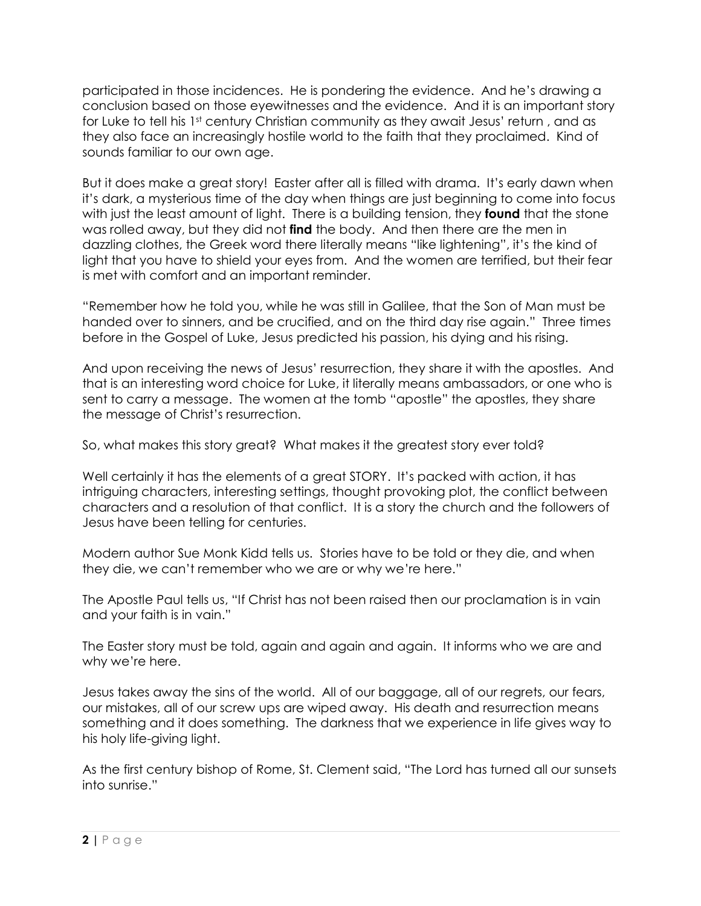participated in those incidences. He is pondering the evidence. And he's drawing a conclusion based on those eyewitnesses and the evidence. And it is an important story for Luke to tell his 1st century Christian community as they await Jesus' return , and as they also face an increasingly hostile world to the faith that they proclaimed. Kind of sounds familiar to our own age.

But it does make a great story! Easter after all is filled with drama. It's early dawn when it's dark, a mysterious time of the day when things are just beginning to come into focus with just the least amount of light. There is a building tension, they **found** that the stone was rolled away, but they did not **find** the body. And then there are the men in dazzling clothes, the Greek word there literally means "like lightening", it's the kind of light that you have to shield your eyes from. And the women are terrified, but their fear is met with comfort and an important reminder.

"Remember how he told you, while he was still in Galilee, that the Son of Man must be handed over to sinners, and be crucified, and on the third day rise again." Three times before in the Gospel of Luke, Jesus predicted his passion, his dying and his rising.

And upon receiving the news of Jesus' resurrection, they share it with the apostles. And that is an interesting word choice for Luke, it literally means ambassadors, or one who is sent to carry a message. The women at the tomb "apostle" the apostles, they share the message of Christ's resurrection.

So, what makes this story great? What makes it the greatest story ever told?

Well certainly it has the elements of a great STORY. It's packed with action, it has intriguing characters, interesting settings, thought provoking plot, the conflict between characters and a resolution of that conflict. It is a story the church and the followers of Jesus have been telling for centuries.

Modern author Sue Monk Kidd tells us. Stories have to be told or they die, and when they die, we can't remember who we are or why we're here."

The Apostle Paul tells us, "If Christ has not been raised then our proclamation is in vain and your faith is in vain."

The Easter story must be told, again and again and again. It informs who we are and why we're here.

Jesus takes away the sins of the world. All of our baggage, all of our regrets, our fears, our mistakes, all of our screw ups are wiped away. His death and resurrection means something and it does something. The darkness that we experience in life gives way to his holy life-giving light.

As the first century bishop of Rome, St. Clement said, "The Lord has turned all our sunsets into sunrise."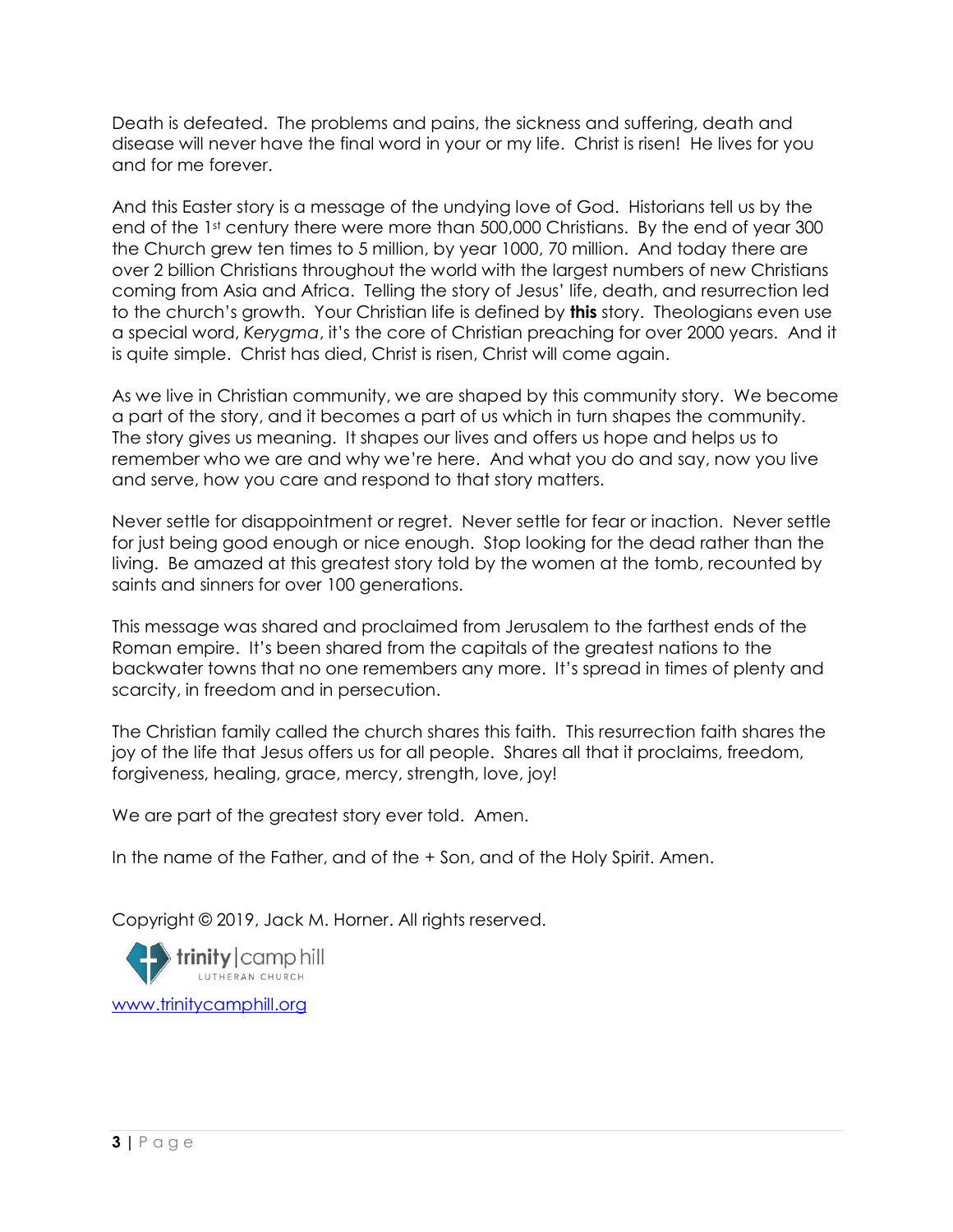Death is defeated. The problems and pains, the sickness and suffering, death and disease will never have the final word in your or my life. Christ is risen! He lives for you and for me forever.

And this Easter story is a message of the undying love of God. Historians tell us by the end of the 1st century there were more than 500,000 Christians. By the end of year 300 the Church grew ten times to 5 million, by year 1000, 70 million. And today there are over 2 billion Christians throughout the world with the largest numbers of new Christians coming from Asia and Africa. Telling the story of Jesus' life, death, and resurrection led to the church's growth. Your Christian life is defined by **this** story. Theologians even use a special word, *Kerygma*, it's the core of Christian preaching for over 2000 years. And it is quite simple. Christ has died, Christ is risen, Christ will come again.

As we live in Christian community, we are shaped by this community story. We become a part of the story, and it becomes a part of us which in turn shapes the community. The story gives us meaning. It shapes our lives and offers us hope and helps us to remember who we are and why we're here. And what you do and say, now you live and serve, how you care and respond to that story matters.

Never settle for disappointment or regret. Never settle for fear or inaction. Never settle for just being good enough or nice enough. Stop looking for the dead rather than the living. Be amazed at this greatest story told by the women at the tomb, recounted by saints and sinners for over 100 generations.

This message was shared and proclaimed from Jerusalem to the farthest ends of the Roman empire. It's been shared from the capitals of the greatest nations to the backwater towns that no one remembers any more. It's spread in times of plenty and scarcity, in freedom and in persecution.

The Christian family called the church shares this faith. This resurrection faith shares the joy of the life that Jesus offers us for all people. Shares all that it proclaims, freedom, forgiveness, healing, grace, mercy, strength, love, joy!

We are part of the greatest story ever told. Amen.

In the name of the Father, and of the + Son, and of the Holy Spirit. Amen.

Copyright © 2019, Jack M. Horner. All rights reserved.

trinity | camp hill
LUTHERAN CHURCH

www.trinitycamphill.org